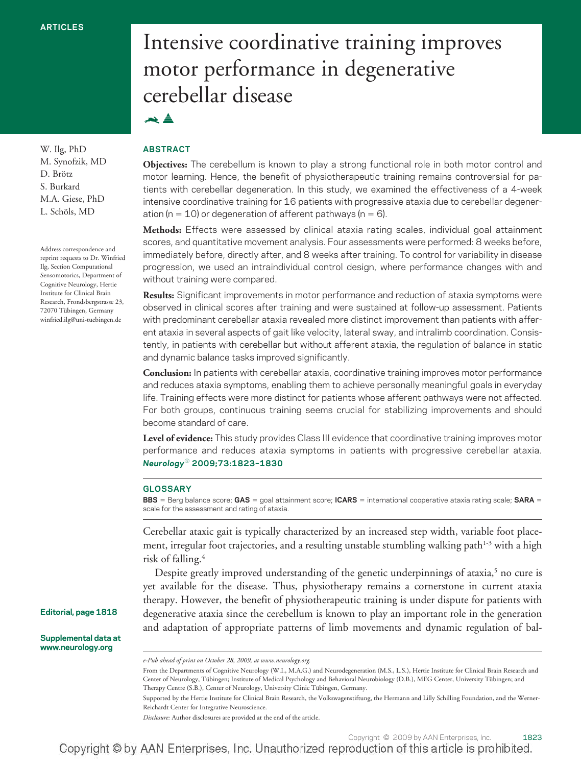ARTICLES

# Intensive coordinative training improves motor performance in degenerative cerebellar disease

W. Ilg, PhD
M. Synofzik, MD
D. Brötz
S. Burkard
M.A. Giese, PhD
L. Schöls, MD

Address correspondence and reprint requests to Dr. Winfried Ilg, Section Computational Sensomotorics, Department of Cognitive Neurology, Hertie Institute for Clinical Brain Research, Frondsbergstrasse 23, 72070 Tübingen, Germany
winfried.ilg@uni-tuebingen.de

## ABSTRACT

**Objectives:** The cerebellum is known to play a strong functional role in both motor control and motor learning. Hence, the benefit of physiotherapeutic training remains controversial for patients with cerebellar degeneration. In this study, we examined the effectiveness of a 4-week intensive coordinative training for 16 patients with progressive ataxia due to cerebellar degeneration (n = 10) or degeneration of afferent pathways (n = 6).

**Methods:** Effects were assessed by clinical ataxia rating scales, individual goal attainment scores, and quantitative movement analysis. Four assessments were performed: 8 weeks before, immediately before, directly after, and 8 weeks after training. To control for variability in disease progression, we used an intraindividual control design, where performance changes with and without training were compared.

**Results:** Significant improvements in motor performance and reduction of ataxia symptoms were observed in clinical scores after training and were sustained at follow-up assessment. Patients with predominant cerebellar ataxia revealed more distinct improvement than patients with afferent ataxia in several aspects of gait like velocity, lateral sway, and intralimb coordination. Consistently, in patients with cerebellar but without afferent ataxia, the regulation of balance in static and dynamic balance tasks improved significantly.

**Conclusion:** In patients with cerebellar ataxia, coordinative training improves motor performance and reduces ataxia symptoms, enabling them to achieve personally meaningful goals in everyday life. Training effects were more distinct for patients whose afferent pathways were not affected. For both groups, continuous training seems crucial for stabilizing improvements and should become standard of care.

**Level of evidence:** This study provides Class III evidence that coordinative training improves motor performance and reduces ataxia symptoms in patients with progressive cerebellar ataxia. *Neurology*® 2009;73:1823–1830

## GLOSSARY

**BBS** = Berg balance score; **GAS** = goal attainment score; **ICARS** = international cooperative ataxia rating scale; **SARA** = scale for the assessment and rating of ataxia.

Cerebellar ataxic gait is typically characterized by an increased step width, variable foot placement, irregular foot trajectories, and a resulting unstable stumbling walking path[1-3] with a high risk of falling.[4]

Despite greatly improved understanding of the genetic underpinnings of ataxia,[5] no cure is yet available for the disease. Thus, physiotherapy remains a cornerstone in current ataxia therapy. However, the benefit of physiotherapeutic training is under dispute for patients with degenerative ataxia since the cerebellum is known to play an important role in the generation and adaptation of appropriate patterns of limb movements and dynamic regulation of bal-

**Editorial, page 1818**

**Supplemental data at www.neurology.org**

*e-Pub ahead of print on October 28, 2009, at www.neurology.org.*

From the Departments of Cognitive Neurology (W.I., M.A.G.) and Neurodegeneration (M.S., L.S.), Hertie Institute for Clinical Brain Research and Center of Neurology, Tübingen; Institute of Medical Psychology and Behavioral Neurobiology (D.B.), MEG Center, University Tübingen; and Therapy Centre (S.B.), Center of Neurology, University Clinic Tübingen, Germany.

Supported by the Hertie Institute for Clinical Brain Research, the Volkswagenstiftung, the Hermann and Lilly Schilling Foundation, and the Werner-Reichardt Center for Integrative Neuroscience.

*Disclosure:* Author disclosures are provided at the end of the article.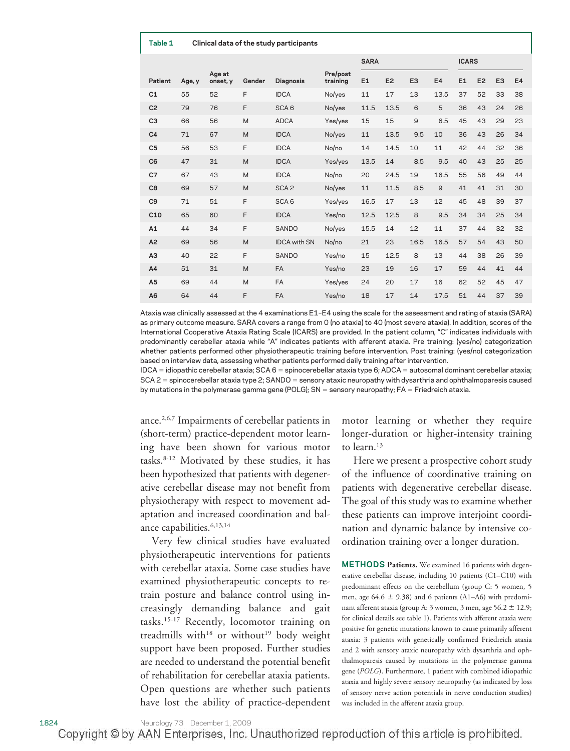**Table 1** Clinical data of the study participants

| Patient | Age, y | Age at onset, y | Gender | Diagnosis | Pre/post training | SARA | | | | ICARS | | | |
|---|---|---|---|---|---|---|---|---|---|---|---|---|---|
| | | | | | | E1 | E2 | E3 | E4 | E1 | E2 | E3 | E4 |
| C1 | 55 | 52 | F | IDCA | No/yes | 11 | 17 | 13 | 13.5 | 37 | 52 | 33 | 38 |
| C2 | 79 | 76 | F | SCA 6 | No/yes | 11.5 | 13.5 | 6 | 5 | 36 | 43 | 24 | 26 |
| C3 | 66 | 56 | M | ADCA | Yes/yes | 15 | 15 | 9 | 6.5 | 45 | 43 | 29 | 23 |
| C4 | 71 | 67 | M | IDCA | No/yes | 11 | 13.5 | 9.5 | 10 | 36 | 43 | 26 | 34 |
| C5 | 56 | 53 | F | IDCA | No/no | 14 | 14.5 | 10 | 11 | 42 | 44 | 32 | 36 |
| C6 | 47 | 31 | M | IDCA | Yes/yes | 13.5 | 14 | 8.5 | 9.5 | 40 | 43 | 25 | 25 |
| C7 | 67 | 43 | M | IDCA | No/no | 20 | 24.5 | 19 | 16.5 | 55 | 56 | 49 | 44 |
| C8 | 69 | 57 | M | SCA 2 | No/yes | 11 | 11.5 | 8.5 | 9 | 41 | 41 | 31 | 30 |
| C9 | 71 | 51 | F | SCA 6 | Yes/yes | 16.5 | 17 | 13 | 12 | 45 | 48 | 39 | 37 |
| C10 | 65 | 60 | F | IDCA | Yes/no | 12.5 | 12.5 | 8 | 9.5 | 34 | 34 | 25 | 34 |
| A1 | 44 | 34 | F | SANDO | No/yes | 15.5 | 14 | 12 | 11 | 37 | 44 | 32 | 32 |
| A2 | 69 | 56 | M | IDCA with SN | No/no | 21 | 23 | 16.5 | 16.5 | 57 | 54 | 43 | 50 |
| A3 | 40 | 22 | F | SANDO | Yes/no | 15 | 12.5 | 8 | 13 | 44 | 38 | 26 | 39 |
| A4 | 51 | 31 | M | FA | Yes/no | 23 | 19 | 16 | 17 | 59 | 44 | 41 | 44 |
| A5 | 69 | 44 | M | FA | Yes/yes | 24 | 20 | 17 | 16 | 62 | 52 | 45 | 47 |
| A6 | 64 | 44 | F | FA | Yes/no | 18 | 17 | 14 | 17.5 | 51 | 44 | 37 | 39 |

Ataxia was clinically assessed at the 4 examinations E1–E4 using the scale for the assessment and rating of ataxia (SARA) as primary outcome measure. SARA covers a range from 0 (no ataxia) to 40 (most severe ataxia). In addition, scores of the International Cooperative Ataxia Rating Scale (ICARS) are provided. In the patient column, "C" indicates individuals with predominantly cerebellar ataxia while "A" indicates patients with afferent ataxia. Pre training: (yes/no) categorization whether patients performed other physiotherapeutic training before intervention. Post training: (yes/no) categorization based on interview data, assessing whether patients performed daily training after intervention.
IDCA = idiopathic cerebellar ataxia; SCA 6 = spinocerebellar ataxia type 6; ADCA = autosomal dominant cerebellar ataxia; SCA 2 = spinocerebellar ataxia type 2; SANDO = sensory ataxic neuropathy with dysarthria and ophthalmoparesis caused by mutations in the polymerase gamma gene (POLG); SN = sensory neuropathy; FA = Friedreich ataxia.

ance.[2,6,7] Impairments of cerebellar patients in (short-term) practice-dependent motor learning have been shown for various motor tasks.[8-12] Motivated by these studies, it has been hypothesized that patients with degenerative cerebellar disease may not benefit from physiotherapy with respect to movement adaptation and increased coordination and balance capabilities.[6,13,14]

Very few clinical studies have evaluated physiotherapeutic interventions for patients with cerebellar ataxia. Some case studies have examined physiotherapeutic concepts to retrain posture and balance control using increasingly demanding balance and gait tasks.[15-17] Recently, locomotor training on treadmills with[18] or without[19] body weight support have been proposed. Further studies are needed to understand the potential benefit of rehabilitation for cerebellar ataxia patients. Open questions are whether such patients have lost the ability of practice-dependent motor learning or whether they require longer-duration or higher-intensity training to learn.[13]

Here we present a prospective cohort study of the influence of coordinative training on patients with degenerative cerebellar disease. The goal of this study was to examine whether these patients can improve interjoint coordination and dynamic balance by intensive coordination training over a longer duration.

## METHODS

**Patients.** We examined 16 patients with degenerative cerebellar disease, including 10 patients (C1–C10) with predominant effects on the cerebellum (group C: 5 women, 5 men, age 64.6 ± 9.38) and 6 patients (A1–A6) with predominant afferent ataxia (group A: 3 women, 3 men, age 56.2 ± 12.9; for clinical details see table 1). Patients with afferent ataxia were positive for genetic mutations known to cause primarily afferent ataxia: 3 patients with genetically confirmed Friedreich ataxia and 2 with sensory ataxic neuropathy with dysarthria and ophthalmoparesis caused by mutations in the polymerase gamma gene (*POLG*). Furthermore, 1 patient with combined idiopathic ataxia and highly severe sensory neuropathy (as indicated by loss of sensory nerve action potentials in nerve conduction studies) was included in the afferent ataxia group.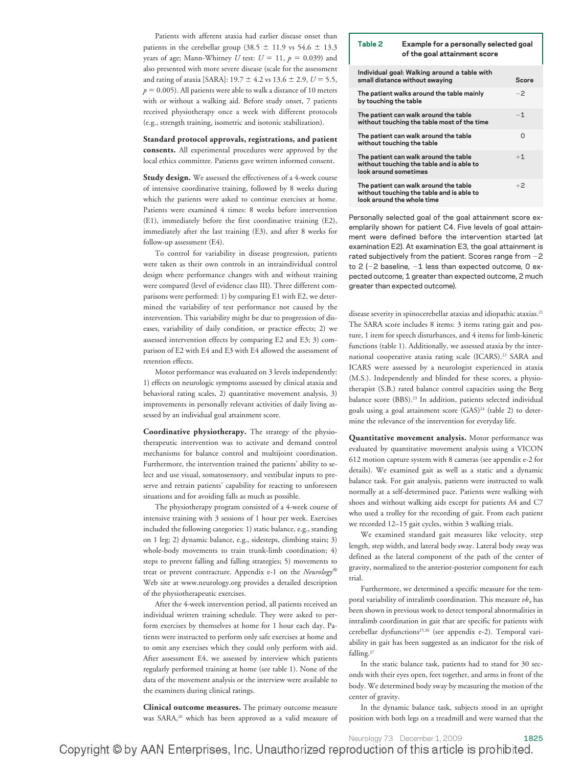Patients with afferent ataxia had earlier disease onset than patients in the cerebellar group (38.5 ± 11.9 vs 54.6 ± 13.3 years of age; Mann-Whitney *U* test: $U = 11$, $p = 0.039$) and also presented with more severe disease (scale for the assessment and rating of ataxia [SARA]: 19.7 ± 4.2 vs 13.6 ± 2.9, $U = 5.5$, $p = 0.005$). All patients were able to walk a distance of 10 meters with or without a walking aid. Before study onset, 7 patients received physiotherapy once a week with different protocols (e.g., strength training, isometric and isotonic stabilization).

**Standard protocol approvals, registrations, and patient consents.** All experimental procedures were approved by the local ethics committee. Patients gave written informed consent.

**Study design.** We assessed the effectiveness of a 4-week course of intensive coordinative training, followed by 8 weeks during which the patients were asked to continue exercises at home. Patients were examined 4 times: 8 weeks before intervention (E1), immediately before the first coordinative training (E2), immediately after the last training (E3), and after 8 weeks for follow-up assessment (E4).

To control for variability in disease progression, patients were taken as their own controls in an intraindividual control design where performance changes with and without training were compared (level of evidence class III). Three different comparisons were performed: 1) by comparing E1 with E2, we determined the variability of test performance not caused by the intervention. This variability might be due to progression of diseases, variability of daily condition, or practice effects; 2) we assessed intervention effects by comparing E2 and E3; 3) comparison of E2 with E4 and E3 with E4 allowed the assessment of retention effects.

Motor performance was evaluated on 3 levels independently: 1) effects on neurologic symptoms assessed by clinical ataxia and behavioral rating scales, 2) quantitative movement analysis, 3) improvements in personally relevant activities of daily living assessed by an individual goal attainment score.

**Coordinative physiotherapy.** The strategy of the physiotherapeutic intervention was to activate and demand control mechanisms for balance control and multijoint coordination. Furthermore, the intervention trained the patients' ability to select and use visual, somatosensory, and vestibular inputs to preserve and retrain patients' capability for reacting to unforeseen situations and for avoiding falls as much as possible.

The physiotherapy program consisted of a 4-week course of intensive training with 3 sessions of 1 hour per week. Exercises included the following categories: 1) static balance, e.g., standing on 1 leg; 2) dynamic balance, e.g., sidesteps, climbing stairs; 3) whole-body movements to train trunk-limb coordination; 4) steps to prevent falling and falling strategies; 5) movements to treat or prevent contracture. Appendix e-1 on the *Neurology*® Web site at www.neurology.org provides a detailed description of the physiotherapeutic exercises.

After the 4-week intervention period, all patients received an individual written training schedule. They were asked to perform exercises by themselves at home for 1 hour each day. Patients were instructed to perform only safe exercises at home and to omit any exercises which they could only perform with aid. After assessment E4, we assessed by interview which patients regularly performed training at home (see table 1). None of the data of the movement analysis or the interview were available to the examiners during clinical ratings.

**Clinical outcome measures.** The primary outcome measure was SARA,[20] which has been approved as a valid measure of disease severity in spinocerebellar ataxias and idiopathic ataxias.[21] The SARA score includes 8 items: 3 items rating gait and posture, 1 item for speech disturbances, and 4 items for limb-kinetic functions (table 1). Additionally, we assessed ataxia by the international cooperative ataxia rating scale (ICARS).[22] SARA and ICARS were assessed by a neurologist experienced in ataxia (M.S.). Independently and blinded for these scores, a physiotherapist (S.B.) rated balance control capacities using the Berg balance score (BBS).[23] In addition, patients selected individual goals using a goal attainment score (GAS)[24] (table 2) to determine the relevance of the intervention for everyday life.

**Table 2** Example for a personally selected goal of the goal attainment score

| Individual goal: Walking around a table with small distance without swaying | Score |
|---|---|
| The patient walks around the table mainly by touching the table | −2 |
| The patient can walk around the table without touching the table most of the time | −1 |
| The patient can walk around the table without touching the table | 0 |
| The patient can walk around the table without touching the table and is able to look around sometimes | +1 |
| The patient can walk around the table without touching the table and is able to look around the whole time | +2 |

Personally selected goal of the goal attainment score exemplarily shown for patient C4. Five levels of goal attainment were defined before the intervention started (at examination E2). At examination E3, the goal attainment is rated subjectively from the patient. Scores range from −2 to 2 (−2 baseline, −1 less than expected outcome, 0 expected outcome, 1 greater than expected outcome, 2 much greater than expected outcome).

**Quantitative movement analysis.** Motor performance was evaluated by quantitative movement analysis using a VICON 612 motion capture system with 8 cameras (see appendix e-2 for details). We examined gait as well as a static and a dynamic balance task. For gait analysis, patients were instructed to walk normally at a self-determined pace. Patients were walking with shoes and without walking aids except for patients A4 and C7 who used a trolley for the recording of gait. From each patient we recorded 12–15 gait cycles, within 3 walking trials.

We examined standard gait measures like velocity, step length, step width, and lateral body sway. Lateral body sway was defined as the lateral component of the path of the center of gravity, normalized to the anterior-posterior component for each trial.

Furthermore, we determined a specific measure for the temporal variability of intralimb coordination. This measure $vb_r$ has been shown in previous work to detect temporal abnormalities in intralimb coordination in gait that are specific for patients with cerebellar dysfunctions[25,26] (see appendix e-2). Temporal variability in gait has been suggested as an indicator for the risk of falling.[27]

In the static balance task, patients had to stand for 30 seconds with their eyes open, feet together, and arms in front of the body. We determined body sway by measuring the motion of the center of gravity.

In the dynamic balance task, subjects stood in an upright position with both legs on a treadmill and were warned that the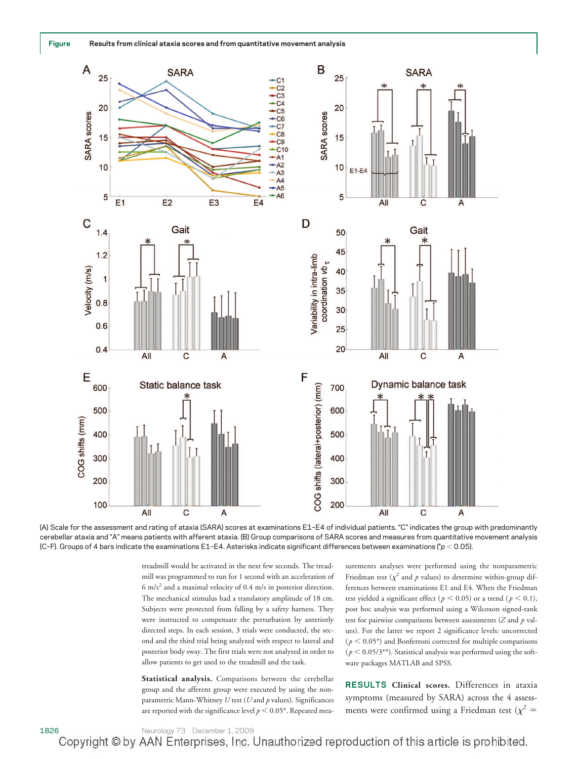**Figure** Results from clinical ataxia scores and from quantitative movement analysis

(A) Scale for the assessment and rating of ataxia (SARA) scores at examinations E1–E4 of individual patients. "C" indicates the group with predominantly cerebellar ataxia and "A" means patients with afferent ataxia. (B) Group comparisons of SARA scores and measures from quantitative movement analysis (C–F). Groups of 4 bars indicate the examinations E1–E4. Asterisks indicate significant differences between examinations (*$p < 0.05$).

treadmill would be activated in the next few seconds. The treadmill was programmed to run for 1 second with an acceleration of 6 m/s$^2$ and a maximal velocity of 0.4 m/s in posterior direction. The mechanical stimulus had a translatory amplitude of 18 cm. Subjects were protected from falling by a safety harness. They were instructed to compensate the perturbation by anteriorly directed steps. In each session, 3 trials were conducted, the second and the third trial being analyzed with respect to lateral and posterior body sway. The first trials were not analyzed in order to allow patients to get used to the treadmill and the task.

**Statistical analysis.** Comparisons between the cerebellar group and the afferent group were executed by using the nonparametric Mann-Whitney *U* test (*U* and *p* values). Significances are reported with the significance level $p < 0.05$*. Repeated measurements analyses were performed using the nonparametric Friedman test ($\chi^2$ and *p* values) to determine within-group differences between examinations E1 and E4. When the Friedman test yielded a significant effect ($p < 0.05$) or a trend ($p < 0.1$), post hoc analysis was performed using a Wilcoxon signed-rank test for pairwise comparisons between assessments (*Z* and *p* values). For the latter we report 2 significance levels: uncorrected ($p < 0.05$*) and Bonferroni corrected for multiple comparisons ($p < 0.05/3$**). Statistical analysis was performed using the software packages MATLAB and SPSS.

## RESULTS

**Clinical scores.** Differences in ataxia symptoms (measured by SARA) across the 4 assessments were confirmed using a Friedman test ($\chi^2$ =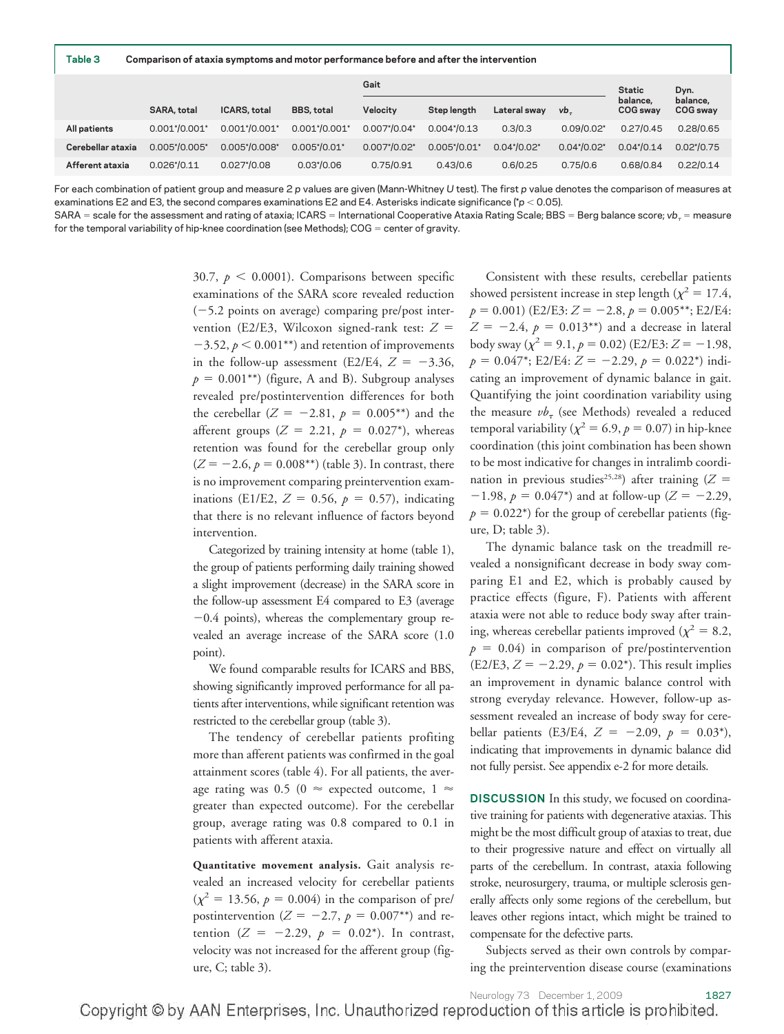**Table 3** Comparison of ataxia symptoms and motor performance before and after the intervention

| | SARA, total | ICARS, total | BBS, total | Gait | | | | Static balance, COG sway | Dyn. balance, COG sway |
|---|---|---|---|---|---|---|---|---|---|
| | | | | Velocity | Step length | Lateral sway | $vb_{\tau}$ | | |
| All patients | 0.001*/0.001* | 0.001*/0.001* | 0.001*/0.001* | 0.007*/0.04* | 0.004*/0.13 | 0.3/0.3 | 0.09/0.02* | 0.27/0.45 | 0.28/0.65 |
| Cerebellar ataxia | 0.005*/0.005* | 0.005*/0.008* | 0.005*/0.01* | 0.007*/0.02* | 0.005*/0.01* | 0.04*/0.02* | 0.04*/0.02* | 0.04*/0.14 | 0.02*/0.75 |
| Afferent ataxia | 0.026*/0.11 | 0.027*/0.08 | 0.03*/0.06 | 0.75/0.91 | 0.43/0.6 | 0.6/0.25 | 0.75/0.6 | 0.68/0.84 | 0.22/0.14 |

For each combination of patient group and measure 2 *p* values are given (Mann-Whitney *U* test). The first *p* value denotes the comparison of measures at examinations E2 and E3, the second compares examinations E2 and E4. Asterisks indicate significance (*$p < 0.05$).
SARA = scale for the assessment and rating of ataxia; ICARS = International Cooperative Ataxia Rating Scale; BBS = Berg balance score; $vb_{\tau}$ = measure for the temporal variability of hip-knee coordination (see Methods); COG = center of gravity.

30.7, $p < 0.0001$). Comparisons between specific examinations of the SARA score revealed reduction (−5.2 points on average) comparing pre/post intervention (E2/E3, Wilcoxon signed-rank test: $Z = -3.52$, $p < 0.001$**) and retention of improvements in the follow-up assessment (E2/E4, $Z = -3.36$, $p = 0.001$**) (figure, A and B). Subgroup analyses revealed pre/postintervention differences for both the cerebellar ($Z = -2.81$, $p = 0.005$**) and the afferent groups ($Z = 2.21$, $p = 0.027$*), whereas retention was found for the cerebellar group only ($Z = -2.6$, $p = 0.008$**) (table 3). In contrast, there is no improvement comparing preintervention examinations (E1/E2, $Z = 0.56$, $p = 0.57$), indicating that there is no relevant influence of factors beyond intervention.

Categorized by training intensity at home (table 1), the group of patients performing daily training showed a slight improvement (decrease) in the SARA score in the follow-up assessment E4 compared to E3 (average −0.4 points), whereas the complementary group revealed an average increase of the SARA score (1.0 point).

We found comparable results for ICARS and BBS, showing significantly improved performance for all patients after interventions, while significant retention was restricted to the cerebellar group (table 3).

The tendency of cerebellar patients profiting more than afferent patients was confirmed in the goal attainment scores (table 4). For all patients, the average rating was 0.5 (0 ≈ expected outcome, 1 ≈ greater than expected outcome). For the cerebellar group, average rating was 0.8 compared to 0.1 in patients with afferent ataxia.

**Quantitative movement analysis.** Gait analysis revealed an increased velocity for cerebellar patients ($\chi^2 = 13.56$, $p = 0.004$) in the comparison of pre/postintervention ($Z = -2.7$, $p = 0.007$**) and retention ($Z = -2.29$, $p = 0.02$*). In contrast, velocity was not increased for the afferent group (figure, C; table 3).

Consistent with these results, cerebellar patients showed persistent increase in step length ($\chi^2 = 17.4$, $p = 0.001$) (E2/E3: $Z = -2.8$, $p = 0.005$**; E2/E4: $Z = -2.4$, $p = 0.013$**) and a decrease in lateral body sway ($\chi^2 = 9.1$, $p = 0.02$) (E2/E3: $Z = -1.98$, $p = 0.047$*; E2/E4: $Z = -2.29$, $p = 0.022$*) indicating an improvement of dynamic balance in gait. Quantifying the joint coordination variability using the measure $vb_{\tau}$ (see Methods) revealed a reduced temporal variability ($\chi^2 = 6.9$, $p = 0.07$) in hip-knee coordination (this joint combination has been shown to be most indicative for changes in intralimb coordination in previous studies[25,28]) after training ($Z = -1.98$, $p = 0.047$*) and at follow-up ($Z = -2.29$, $p = 0.022$*) for the group of cerebellar patients (figure, D; table 3).

The dynamic balance task on the treadmill revealed a nonsignificant decrease in body sway comparing E1 and E2, which is probably caused by practice effects (figure, F). Patients with afferent ataxia were not able to reduce body sway after training, whereas cerebellar patients improved ($\chi^2 = 8.2$, $p = 0.04$) in comparison of pre/postintervention (E2/E3, $Z = -2.29$, $p = 0.02$*). This result implies an improvement in dynamic balance control with strong everyday relevance. However, follow-up assessment revealed an increase of body sway for cerebellar patients (E3/E4, $Z = -2.09$, $p = 0.03$*), indicating that improvements in dynamic balance did not fully persist. See appendix e-2 for more details.

**DISCUSSION** In this study, we focused on coordinative training for patients with degenerative ataxias. This might be the most difficult group of ataxias to treat, due to their progressive nature and effect on virtually all parts of the cerebellum. In contrast, ataxia following stroke, neurosurgery, trauma, or multiple sclerosis generally affects only some regions of the cerebellum, but leaves other regions intact, which might be trained to compensate for the defective parts.

Subjects served as their own controls by comparing the preintervention disease course (examinations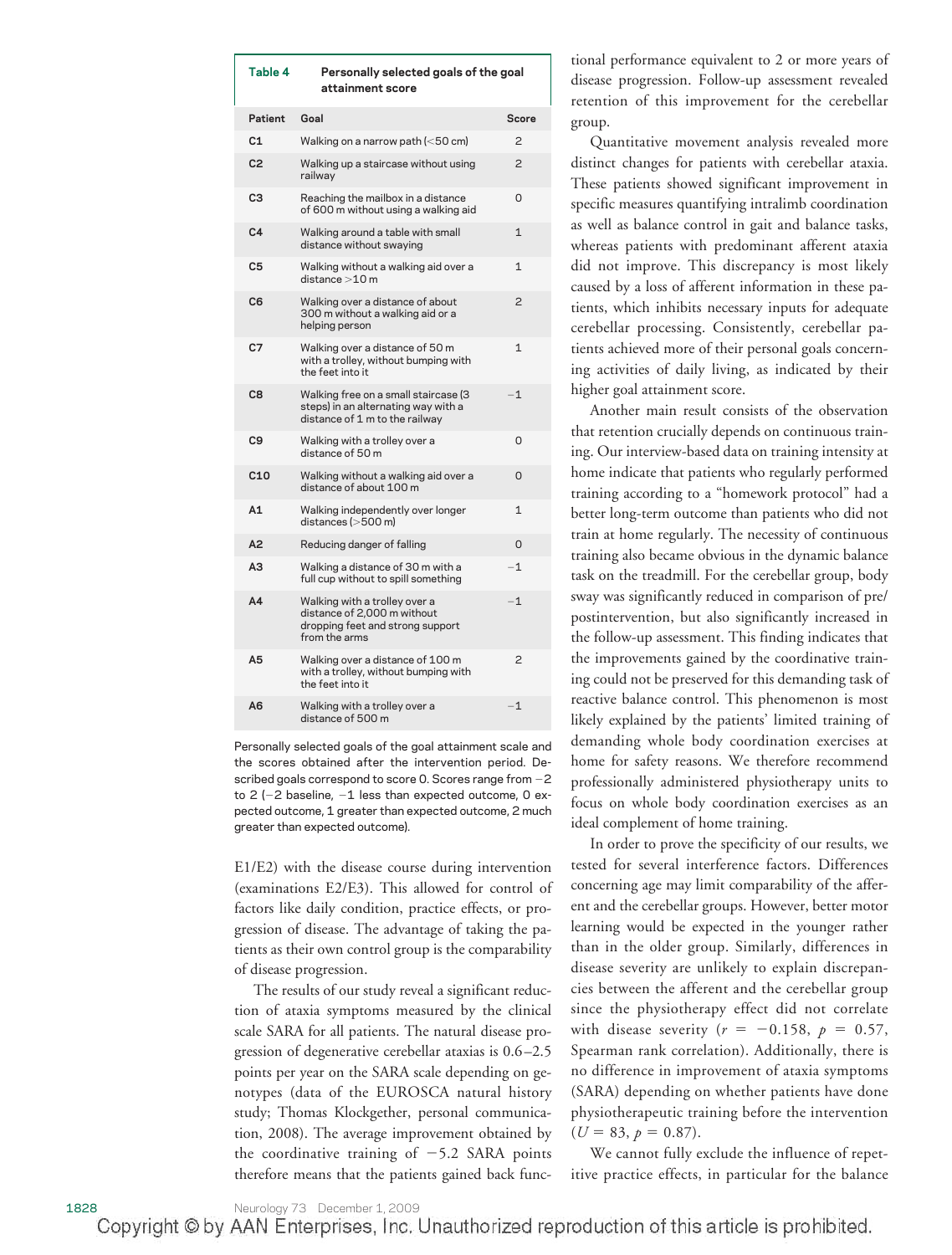**Table 4 Personally selected goals of the goal attainment score**

| Patient | Goal | Score |
|---|---|---|
| C1 | Walking on a narrow path (<50 cm) | 2 |
| C2 | Walking up a staircase without using railway | 2 |
| C3 | Reaching the mailbox in a distance of 600 m without using a walking aid | 0 |
| C4 | Walking around a table with small distance without swaying | 1 |
| C5 | Walking without a walking aid over a distance >10 m | 1 |
| C6 | Walking over a distance of about 300 m without a walking aid or a helping person | 2 |
| C7 | Walking over a distance of 50 m with a trolley, without bumping with the feet into it | 1 |
| C8 | Walking free on a small staircase (3 steps) in an alternating way with a distance of 1 m to the railway | −1 |
| C9 | Walking with a trolley over a distance of 50 m | 0 |
| C10 | Walking without a walking aid over a distance of about 100 m | 0 |
| A1 | Walking independently over longer distances (>500 m) | 1 |
| A2 | Reducing danger of falling | 0 |
| A3 | Walking a distance of 30 m with a full cup without to spill something | −1 |
| A4 | Walking with a trolley over a distance of 2,000 m without dropping feet and strong support from the arms | −1 |
| A5 | Walking over a distance of 100 m with a trolley, without bumping with the feet into it | 2 |
| A6 | Walking with a trolley over a distance of 500 m | −1 |

Personally selected goals of the goal attainment scale and the scores obtained after the intervention period. Described goals correspond to score 0. Scores range from −2 to 2 (−2 baseline, −1 less than expected outcome, 0 expected outcome, 1 greater than expected outcome, 2 much greater than expected outcome).

E1/E2) with the disease course during intervention (examinations E2/E3). This allowed for control of factors like daily condition, practice effects, or progression of disease. The advantage of taking the patients as their own control group is the comparability of disease progression.

The results of our study reveal a significant reduction of ataxia symptoms measured by the clinical scale SARA for all patients. The natural disease progression of degenerative cerebellar ataxias is 0.6–2.5 points per year on the SARA scale depending on genotypes (data of the EUROSCA natural history study; Thomas Klockgether, personal communication, 2008). The average improvement obtained by the coordinative training of −5.2 SARA points therefore means that the patients gained back functional performance equivalent to 2 or more years of disease progression. Follow-up assessment revealed retention of this improvement for the cerebellar group.

Quantitative movement analysis revealed more distinct changes for patients with cerebellar ataxia. These patients showed significant improvement in specific measures quantifying intralimb coordination as well as balance control in gait and balance tasks, whereas patients with predominant afferent ataxia did not improve. This discrepancy is most likely caused by a loss of afferent information in these patients, which inhibits necessary inputs for adequate cerebellar processing. Consistently, cerebellar patients achieved more of their personal goals concerning activities of daily living, as indicated by their higher goal attainment score.

Another main result consists of the observation that retention crucially depends on continuous training. Our interview-based data on training intensity at home indicate that patients who regularly performed training according to a "homework protocol" had a better long-term outcome than patients who did not train at home regularly. The necessity of continuous training also became obvious in the dynamic balance task on the treadmill. For the cerebellar group, body sway was significantly reduced in comparison of pre/postintervention, but also significantly increased in the follow-up assessment. This finding indicates that the improvements gained by the coordinative training could not be preserved for this demanding task of reactive balance control. This phenomenon is most likely explained by the patients' limited training of demanding whole body coordination exercises at home for safety reasons. We therefore recommend professionally administered physiotherapy units to focus on whole body coordination exercises as an ideal complement of home training.

In order to prove the specificity of our results, we tested for several interference factors. Differences concerning age may limit comparability of the afferent and the cerebellar groups. However, better motor learning would be expected in the younger rather than in the older group. Similarly, differences in disease severity are unlikely to explain discrepancies between the afferent and the cerebellar group since the physiotherapy effect did not correlate with disease severity ($r = -0.158$, $p = 0.57$, Spearman rank correlation). Additionally, there is no difference in improvement of ataxia symptoms (SARA) depending on whether patients have done physiotherapeutic training before the intervention ($U = 83$, $p = 0.87$).

We cannot fully exclude the influence of repetitive practice effects, in particular for the balance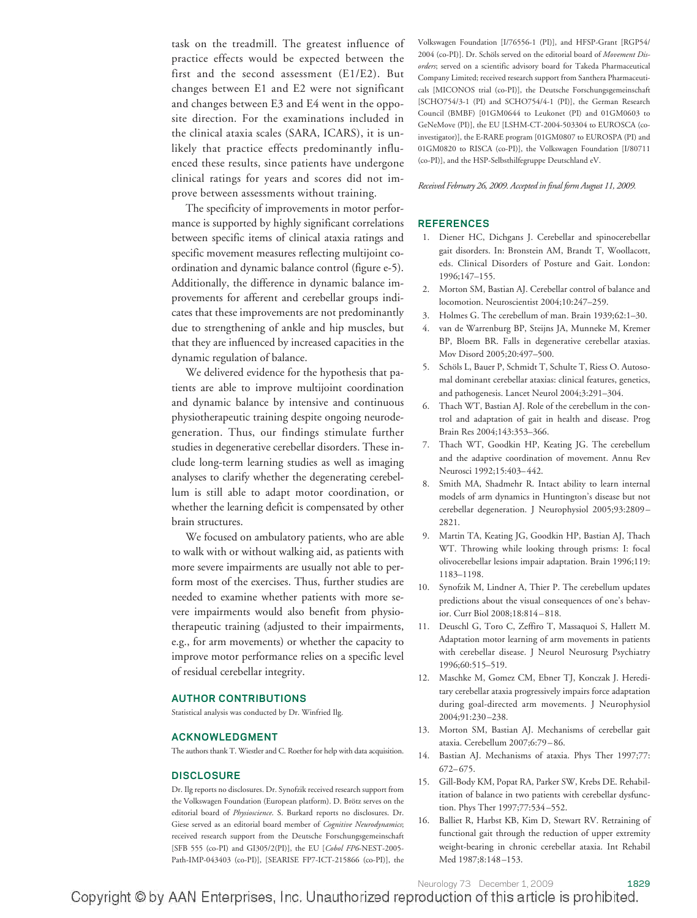task on the treadmill. The greatest influence of practice effects would be expected between the first and the second assessment (E1/E2). But changes between E1 and E2 were not significant and changes between E3 and E4 went in the opposite direction. For the examinations included in the clinical ataxia scales (SARA, ICARS), it is unlikely that practice effects predominantly influenced these results, since patients have undergone clinical ratings for years and scores did not improve between assessments without training.

The specificity of improvements in motor performance is supported by highly significant correlations between specific items of clinical ataxia ratings and specific movement measures reflecting multijoint coordination and dynamic balance control (figure e-5). Additionally, the difference in dynamic balance improvements for afferent and cerebellar groups indicates that these improvements are not predominantly due to strengthening of ankle and hip muscles, but that they are influenced by increased capacities in the dynamic regulation of balance.

We delivered evidence for the hypothesis that patients are able to improve multijoint coordination and dynamic balance by intensive and continuous physiotherapeutic training despite ongoing neurodegeneration. Thus, our findings stimulate further studies in degenerative cerebellar disorders. These include long-term learning studies as well as imaging analyses to clarify whether the degenerating cerebellum is still able to adapt motor coordination, or whether the learning deficit is compensated by other brain structures.

We focused on ambulatory patients, who are able to walk with or without walking aid, as patients with more severe impairments are usually not able to perform most of the exercises. Thus, further studies are needed to examine whether patients with more severe impairments would also benefit from physiotherapeutic training (adjusted to their impairments, e.g., for arm movements) or whether the capacity to improve motor performance relies on a specific level of residual cerebellar integrity.

## AUTHOR CONTRIBUTIONS

Statistical analysis was conducted by Dr. Winfried Ilg.

## ACKNOWLEDGMENT

The authors thank T. Wiestler and C. Roether for help with data acquisition.

## DISCLOSURE

Dr. Ilg reports no disclosures. Dr. Synofzik received research support from the Volkswagen Foundation (European platform). D. Brötz serves on the editorial board of *Physioscience*. S. Burkard reports no disclosures. Dr. Giese served as an editorial board member of *Cognitive Neurodynamics*; received research support from the Deutsche Forschungsgemeinschaft [SFB 555 (co-PI) and GI305/2(PI)], the EU [*Cobol FP6*-NEST-2005-Path-IMP-043403 (co-PI)], [SEARISE FP7-ICT-215866 (co-PI)], the Volkswagen Foundation [I/76556-1 (PI)], and HFSP-Grant [RGP54/2004 (co-PI)]. Dr. Schöls served on the editorial board of *Movement Disorders*; served on a scientific advisory board for Takeda Pharmaceutical Company Limited; received research support from Santhera Pharmaceuticals [MICONOS trial (co-PI)], the Deutsche Forschungsgemeinschaft [SCHO754/3-1 (PI) and SCHO754/4-1 (PI)], the German Research Council (BMBF) [01GM0644 to Leukonet (PI) and 01GM0603 to GeNeMove (PI)], the EU [LSHM-CT-2004-503304 to EUROSCA (co-investigator)], the E-RARE program [01GM0807 to EUROSPA (PI) and 01GM0820 to RISCA (co-PI)], the Volkswagen Foundation [I/80711 (co-PI)], and the HSP-Selbsthilfegruppe Deutschland eV.

*Received February 26, 2009. Accepted in final form August 11, 2009.*

## REFERENCES

1. Diener HC, Dichgans J. Cerebellar and spinocerebellar gait disorders. In: Bronstein AM, Brandt T, Woollacott, eds. Clinical Disorders of Posture and Gait. London: 1996;147–155.
2. Morton SM, Bastian AJ. Cerebellar control of balance and locomotion. Neuroscientist 2004;10:247–259.
3. Holmes G. The cerebellum of man. Brain 1939;62:1–30.
4. van de Warrenburg BP, Steijns JA, Munneke M, Kremer BP, Bloem BR. Falls in degenerative cerebellar ataxias. Mov Disord 2005;20:497–500.
5. Schöls L, Bauer P, Schmidt T, Schulte T, Riess O. Autosomal dominant cerebellar ataxias: clinical features, genetics, and pathogenesis. Lancet Neurol 2004;3:291–304.
6. Thach WT, Bastian AJ. Role of the cerebellum in the control and adaptation of gait in health and disease. Prog Brain Res 2004;143:353–366.
7. Thach WT, Goodkin HP, Keating JG. The cerebellum and the adaptive coordination of movement. Annu Rev Neurosci 1992;15:403–442.
8. Smith MA, Shadmehr R. Intact ability to learn internal models of arm dynamics in Huntington's disease but not cerebellar degeneration. J Neurophysiol 2005;93:2809–2821.
9. Martin TA, Keating JG, Goodkin HP, Bastian AJ, Thach WT. Throwing while looking through prisms: I: focal olivocerebellar lesions impair adaptation. Brain 1996;119:1183–1198.
10. Synofzik M, Lindner A, Thier P. The cerebellum updates predictions about the visual consequences of one's behavior. Curr Biol 2008;18:814–818.
11. Deuschl G, Toro C, Zeffiro T, Massaquoi S, Hallett M. Adaptation motor learning of arm movements in patients with cerebellar disease. J Neurol Neurosurg Psychiatry 1996;60:515–519.
12. Maschke M, Gomez CM, Ebner TJ, Konczak J. Hereditary cerebellar ataxia progressively impairs force adaptation during goal-directed arm movements. J Neurophysiol 2004;91:230–238.
13. Morton SM, Bastian AJ. Mechanisms of cerebellar gait ataxia. Cerebellum 2007;6:79–86.
14. Bastian AJ. Mechanisms of ataxia. Phys Ther 1997;77:672–675.
15. Gill-Body KM, Popat RA, Parker SW, Krebs DE. Rehabilitation of balance in two patients with cerebellar dysfunction. Phys Ther 1997;77:534–552.
16. Balliet R, Harbst KB, Kim D, Stewart RV. Retraining of functional gait through the reduction of upper extremity weight-bearing in chronic cerebellar ataxia. Int Rehabil Med 1987;8:148–153.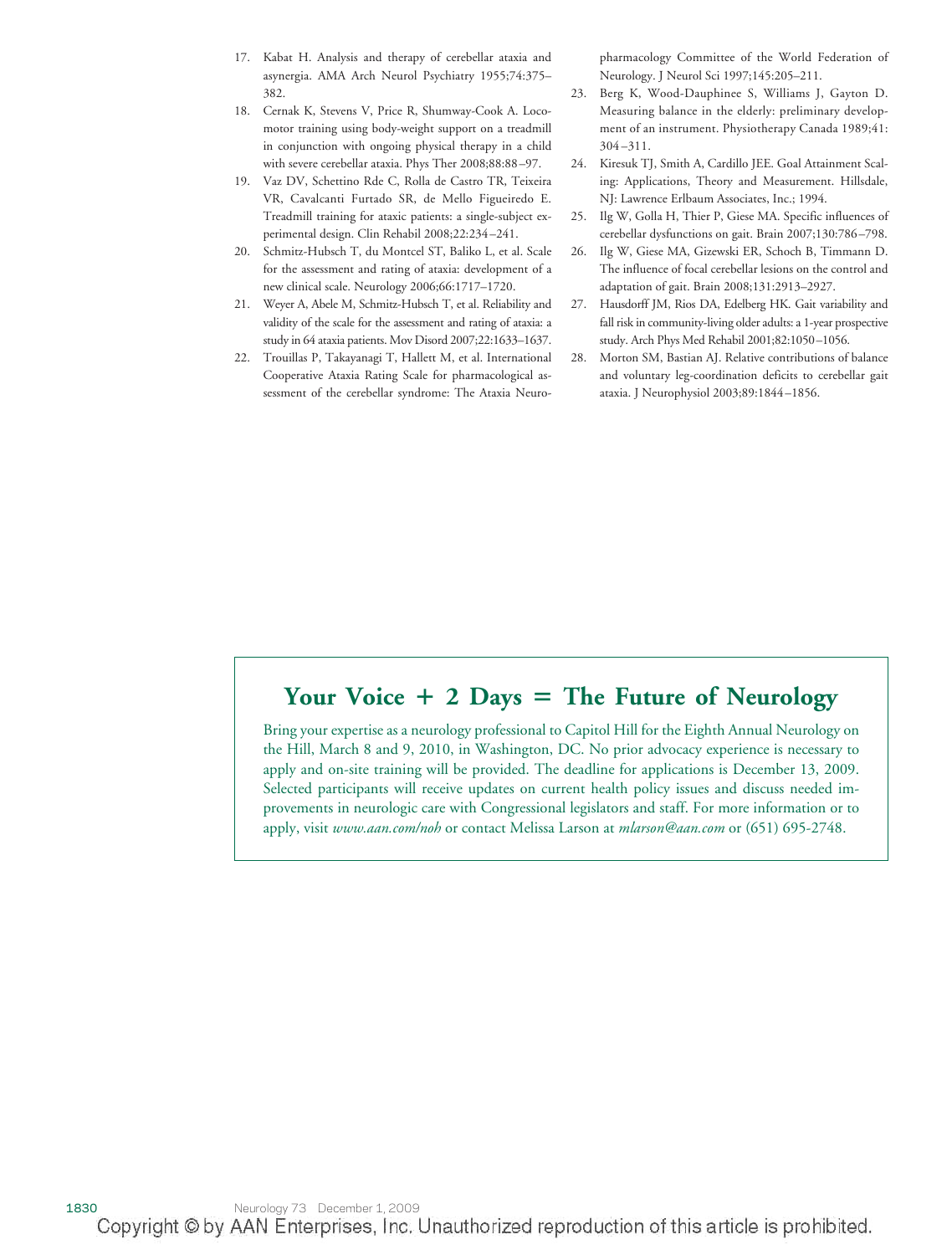17. Kabat H. Analysis and therapy of cerebellar ataxia and asynergia. AMA Arch Neurol Psychiatry 1955;74:375–382.
18. Cernak K, Stevens V, Price R, Shumway-Cook A. Locomotor training using body-weight support on a treadmill in conjunction with ongoing physical therapy in a child with severe cerebellar ataxia. Phys Ther 2008;88:88–97.
19. Vaz DV, Schettino Rde C, Rolla de Castro TR, Teixeira VR, Cavalcanti Furtado SR, de Mello Figueiredo E. Treadmill training for ataxic patients: a single-subject experimental design. Clin Rehabil 2008;22:234–241.
20. Schmitz-Hubsch T, du Montcel ST, Baliko L, et al. Scale for the assessment and rating of ataxia: development of a new clinical scale. Neurology 2006;66:1717–1720.
21. Weyer A, Abele M, Schmitz-Hubsch T, et al. Reliability and validity of the scale for the assessment and rating of ataxia: a study in 64 ataxia patients. Mov Disord 2007;22:1633–1637.
22. Trouillas P, Takayanagi T, Hallett M, et al. International Cooperative Ataxia Rating Scale for pharmacological assessment of the cerebellar syndrome: The Ataxia Neuropharmacology Committee of the World Federation of Neurology. J Neurol Sci 1997;145:205–211.
23. Berg K, Wood-Dauphinee S, Williams J, Gayton D. Measuring balance in the elderly: preliminary development of an instrument. Physiotherapy Canada 1989;41:304–311.
24. Kiresuk TJ, Smith A, Cardillo JEE. Goal Attainment Scaling: Applications, Theory and Measurement. Hillsdale, NJ: Lawrence Erlbaum Associates, Inc.; 1994.
25. Ilg W, Golla H, Thier P, Giese MA. Specific influences of cerebellar dysfunctions on gait. Brain 2007;130:786–798.
26. Ilg W, Giese MA, Gizewski ER, Schoch B, Timmann D. The influence of focal cerebellar lesions on the control and adaptation of gait. Brain 2008;131:2913–2927.
27. Hausdorff JM, Rios DA, Edelberg HK. Gait variability and fall risk in community-living older adults: a 1-year prospective study. Arch Phys Med Rehabil 2001;82:1050–1056.
28. Morton SM, Bastian AJ. Relative contributions of balance and voluntary leg-coordination deficits to cerebellar gait ataxia. J Neurophysiol 2003;89:1844–1856.

## Your Voice + 2 Days = The Future of Neurology

Bring your expertise as a neurology professional to Capitol Hill for the Eighth Annual Neurology on the Hill, March 8 and 9, 2010, in Washington, DC. No prior advocacy experience is necessary to apply and on-site training will be provided. The deadline for applications is December 13, 2009. Selected participants will receive updates on current health policy issues and discuss needed improvements in neurologic care with Congressional legislators and staff. For more information or to apply, visit *www.aan.com/noh* or contact Melissa Larson at *mlarson@aan.com* or (651) 695-2748.

Copyright © by AAN Enterprises, Inc. Unauthorized reproduction of this article is prohibited.